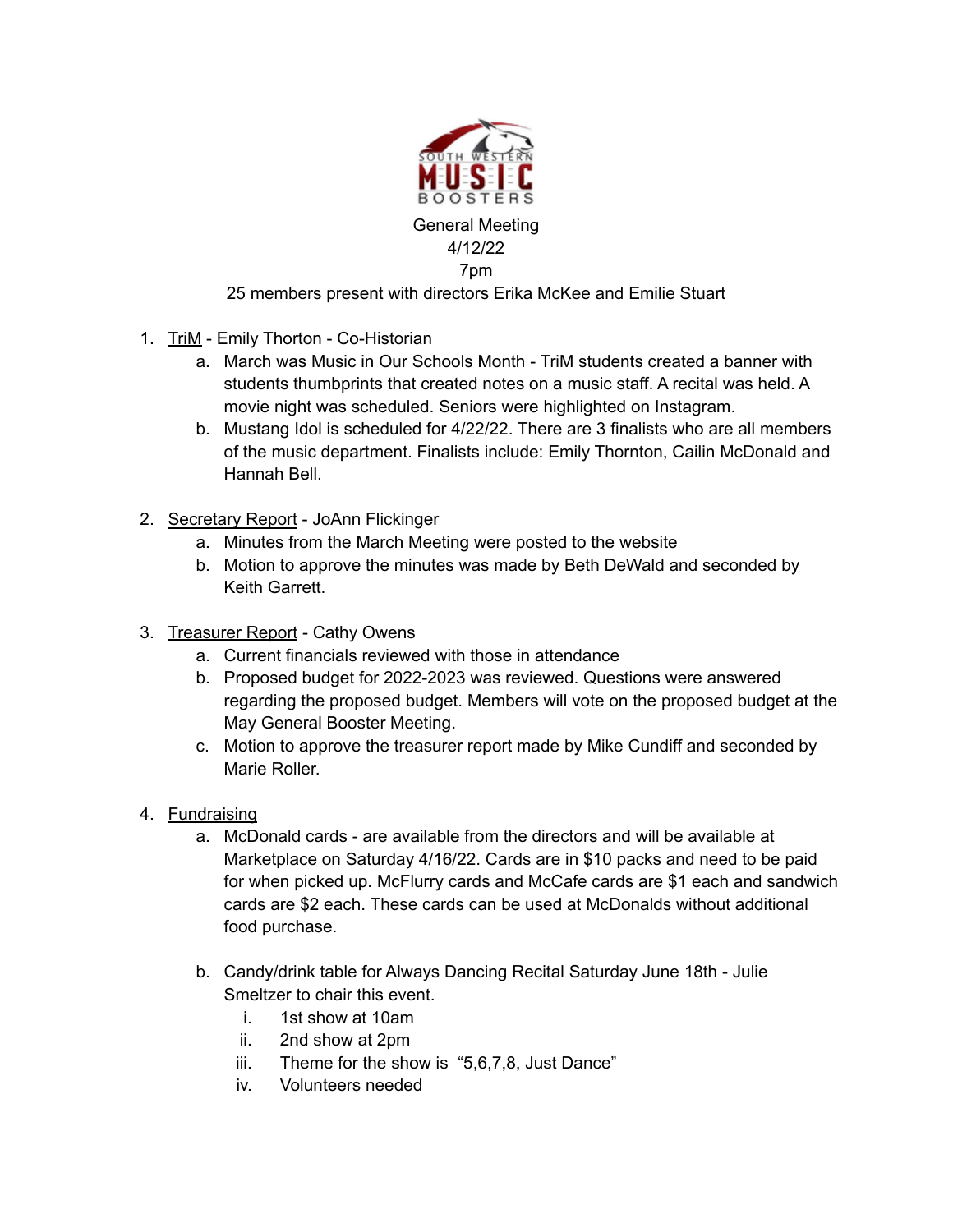SOUTH WESTERN MUSIC BOOSTERS

General Meeting
4/12/22
7pm
25 members present with directors Erika McKee and Emilie Stuart

1. TriM - Emily Thorton - Co-Historian
   a. March was Music in Our Schools Month - TriM students created a banner with students thumbprints that created notes on a music staff. A recital was held. A movie night was scheduled. Seniors were highlighted on Instagram.
   b. Mustang Idol is scheduled for 4/22/22. There are 3 finalists who are all members of the music department. Finalists include: Emily Thornton, Cailin McDonald and Hannah Bell.

2. Secretary Report - JoAnn Flickinger
   a. Minutes from the March Meeting were posted to the website
   b. Motion to approve the minutes was made by Beth DeWald and seconded by Keith Garrett.

3. Treasurer Report - Cathy Owens
   a. Current financials reviewed with those in attendance
   b. Proposed budget for 2022-2023 was reviewed. Questions were answered regarding the proposed budget. Members will vote on the proposed budget at the May General Booster Meeting.
   c. Motion to approve the treasurer report made by Mike Cundiff and seconded by Marie Roller.

4. Fundraising
   a. McDonald cards - are available from the directors and will be available at Marketplace on Saturday 4/16/22. Cards are in $10 packs and need to be paid for when picked up. McFlurry cards and McCafe cards are $1 each and sandwich cards are $2 each. These cards can be used at McDonalds without additional food purchase.

   b. Candy/drink table for Always Dancing Recital Saturday June 18th - Julie Smeltzer to chair this event.
      i. 1st show at 10am
      ii. 2nd show at 2pm
      iii. Theme for the show is "5,6,7,8, Just Dance"
      iv. Volunteers needed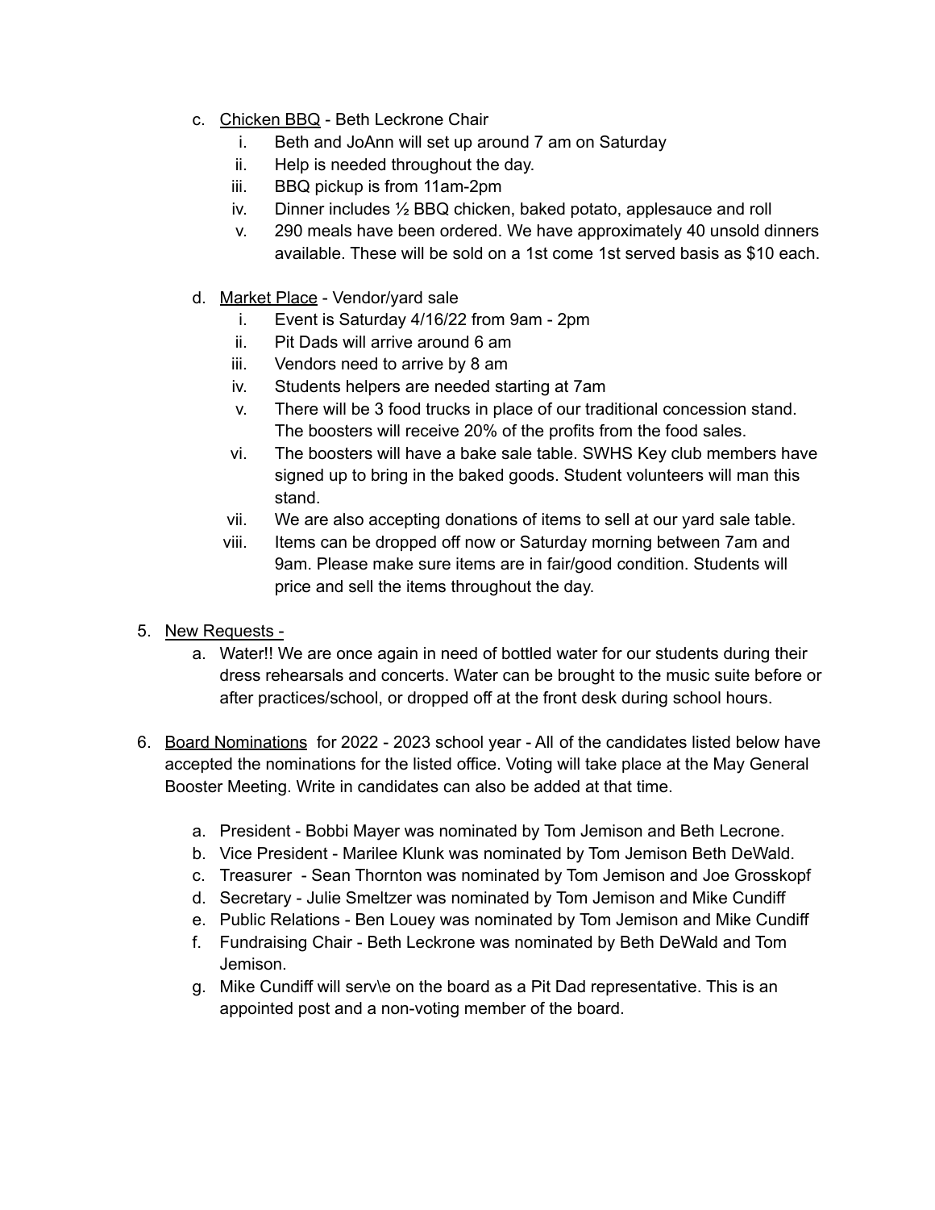c. <u>Chicken BBQ</u> - Beth Leckrone Chair
    i. Beth and JoAnn will set up around 7 am on Saturday
    ii. Help is needed throughout the day.
    iii. BBQ pickup is from 11am-2pm
    iv. Dinner includes ½ BBQ chicken, baked potato, applesauce and roll
    v. 290 meals have been ordered. We have approximately 40 unsold dinners available. These will be sold on a 1st come 1st served basis as $10 each.

d. <u>Market Place</u> - Vendor/yard sale
    i. Event is Saturday 4/16/22 from 9am - 2pm
    ii. Pit Dads will arrive around 6 am
    iii. Vendors need to arrive by 8 am
    iv. Students helpers are needed starting at 7am
    v. There will be 3 food trucks in place of our traditional concession stand. The boosters will receive 20% of the profits from the food sales.
    vi. The boosters will have a bake sale table. SWHS Key club members have signed up to bring in the baked goods. Student volunteers will man this stand.
    vii. We are also accepting donations of items to sell at our yard sale table.
    viii. Items can be dropped off now or Saturday morning between 7am and 9am. Please make sure items are in fair/good condition. Students will price and sell the items throughout the day.

5. <u>New Requests -</u>
    a. Water!! We are once again in need of bottled water for our students during their dress rehearsals and concerts. Water can be brought to the music suite before or after practices/school, or dropped off at the front desk during school hours.

6. <u>Board Nominations</u> for 2022 - 2023 school year - All of the candidates listed below have accepted the nominations for the listed office. Voting will take place at the May General Booster Meeting. Write in candidates can also be added at that time.

    a. President - Bobbi Mayer was nominated by Tom Jemison and Beth Lecrone.
    b. Vice President - Marilee Klunk was nominated by Tom Jemison Beth DeWald.
    c. Treasurer - Sean Thornton was nominated by Tom Jemison and Joe Grosskopf
    d. Secretary - Julie Smeltzer was nominated by Tom Jemison and Mike Cundiff
    e. Public Relations - Ben Louey was nominated by Tom Jemison and Mike Cundiff
    f. Fundraising Chair - Beth Leckrone was nominated by Beth DeWald and Tom Jemison.
    g. Mike Cundiff will serv\e on the board as a Pit Dad representative. This is an appointed post and a non-voting member of the board.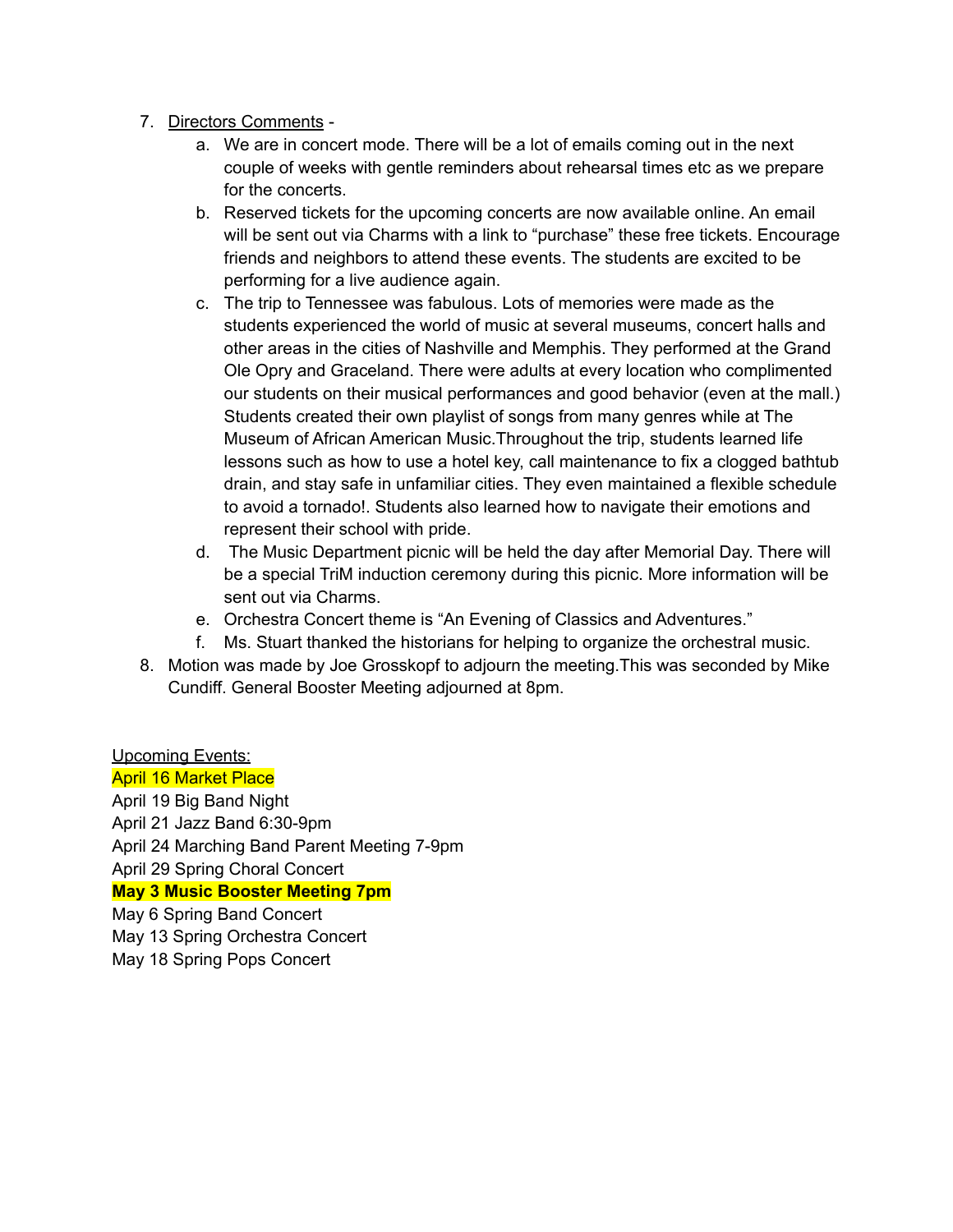7. Directors Comments -
    a. We are in concert mode. There will be a lot of emails coming out in the next couple of weeks with gentle reminders about rehearsal times etc as we prepare for the concerts.
    b. Reserved tickets for the upcoming concerts are now available online. An email will be sent out via Charms with a link to "purchase" these free tickets. Encourage friends and neighbors to attend these events. The students are excited to be performing for a live audience again.
    c. The trip to Tennessee was fabulous. Lots of memories were made as the students experienced the world of music at several museums, concert halls and other areas in the cities of Nashville and Memphis. They performed at the Grand Ole Opry and Graceland. There were adults at every location who complimented our students on their musical performances and good behavior (even at the mall.) Students created their own playlist of songs from many genres while at The Museum of African American Music.Throughout the trip, students learned life lessons such as how to use a hotel key, call maintenance to fix a clogged bathtub drain, and stay safe in unfamiliar cities. They even maintained a flexible schedule to avoid a tornado!. Students also learned how to navigate their emotions and represent their school with pride.
    d. The Music Department picnic will be held the day after Memorial Day. There will be a special TriM induction ceremony during this picnic. More information will be sent out via Charms.
    e. Orchestra Concert theme is "An Evening of Classics and Adventures."
    f. Ms. Stuart thanked the historians for helping to organize the orchestral music.
8. Motion was made by Joe Grosskopf to adjourn the meeting.This was seconded by Mike Cundiff. General Booster Meeting adjourned at 8pm.

Upcoming Events:

April 16 Market Place
April 19 Big Band Night
April 21 Jazz Band 6:30-9pm
April 24 Marching Band Parent Meeting 7-9pm
April 29 Spring Choral Concert
**May 3 Music Booster Meeting 7pm**
May 6 Spring Band Concert
May 13 Spring Orchestra Concert
May 18 Spring Pops Concert